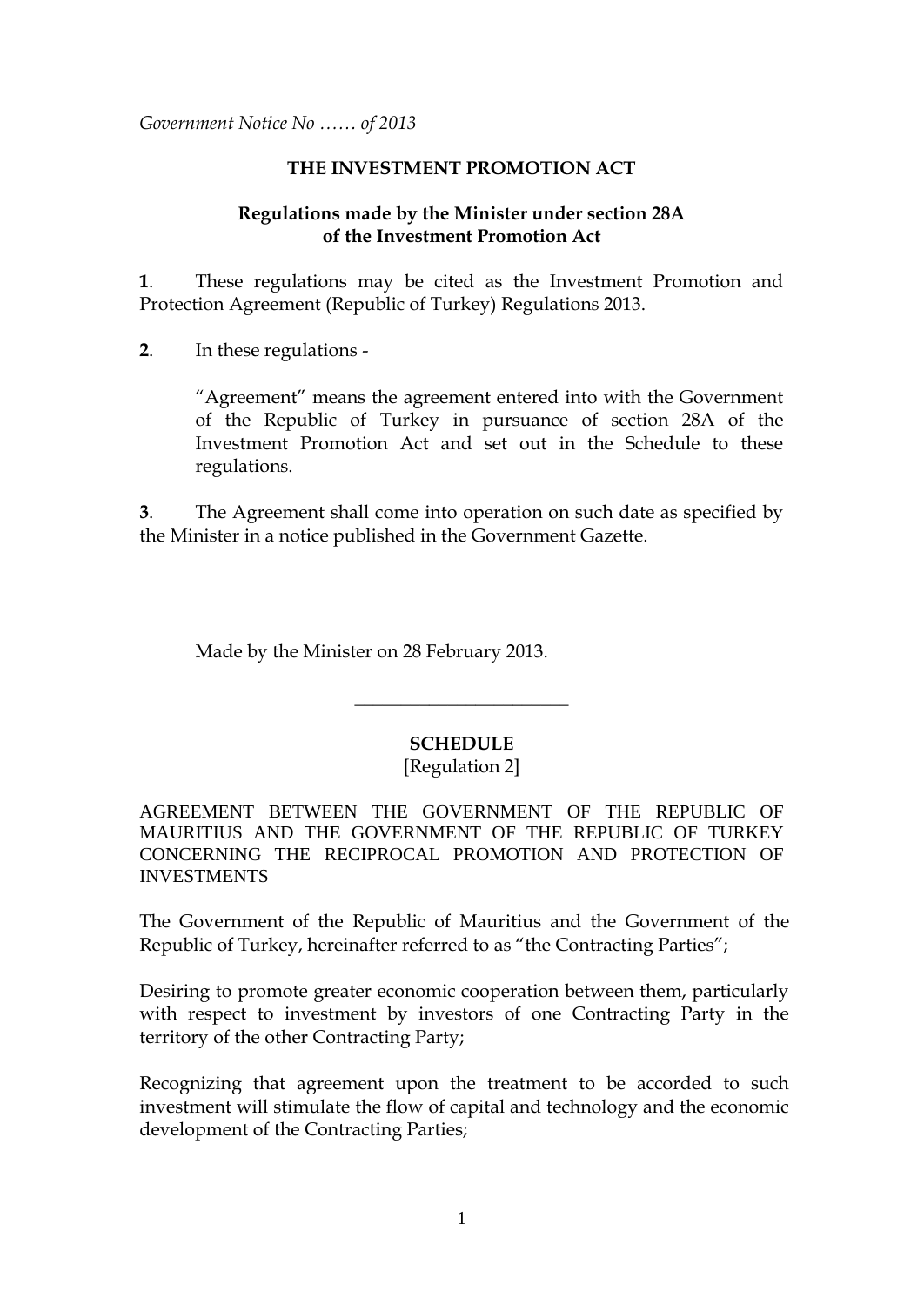*Government Notice No …… of 2013*

## THE INVESTMENT PROMOTION ACT

**Regulations made by the Minister under section 28A of the Investment Promotion Act**

**1**. These regulations may be cited as the Investment Promotion and Protection Agreement (Republic of Turkey) Regulations 2013.

**2**. In these regulations -

“Agreement” means the agreement entered into with the Government of the Republic of Turkey in pursuance of section 28A of the Investment Promotion Act and set out in the Schedule to these regulations.

**3**. The Agreement shall come into operation on such date as specified by the Minister in a notice published in the Government Gazette.

Made by the Minister on 28 February 2013.

---

**SCHEDULE**
[Regulation 2]

AGREEMENT BETWEEN THE GOVERNMENT OF THE REPUBLIC OF MAURITIUS AND THE GOVERNMENT OF THE REPUBLIC OF TURKEY CONCERNING THE RECIPROCAL PROMOTION AND PROTECTION OF INVESTMENTS

The Government of the Republic of Mauritius and the Government of the Republic of Turkey, hereinafter referred to as “the Contracting Parties”;

Desiring to promote greater economic cooperation between them, particularly with respect to investment by investors of one Contracting Party in the territory of the other Contracting Party;

Recognizing that agreement upon the treatment to be accorded to such investment will stimulate the flow of capital and technology and the economic development of the Contracting Parties;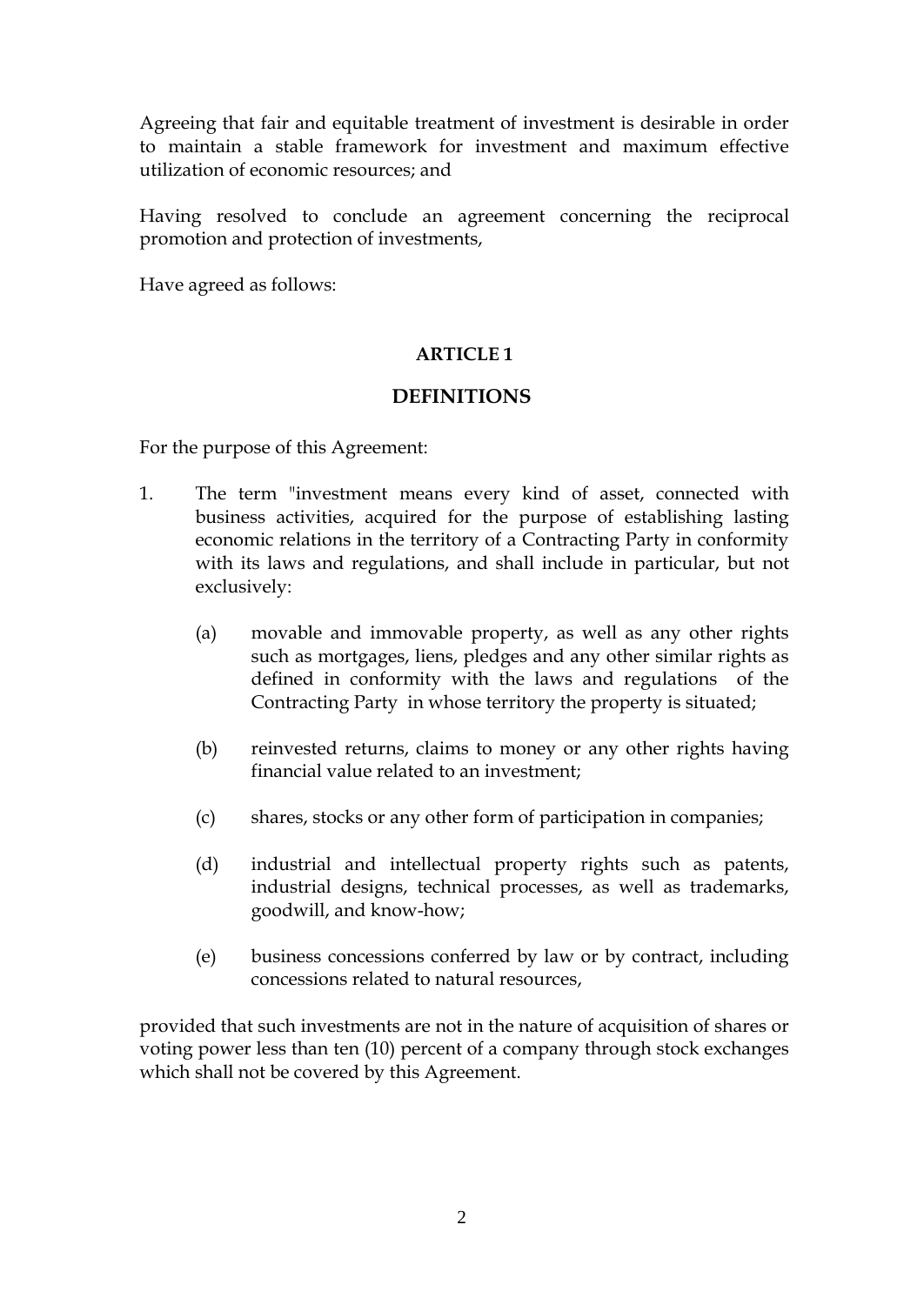Agreeing that fair and equitable treatment of investment is desirable in order to maintain a stable framework for investment and maximum effective utilization of economic resources; and

Having resolved to conclude an agreement concerning the reciprocal promotion and protection of investments,

Have agreed as follows:

**ARTICLE 1**

**DEFINITIONS**

For the purpose of this Agreement:

1. The term "investment means every kind of asset, connected with business activities, acquired for the purpose of establishing lasting economic relations in the territory of a Contracting Party in conformity with its laws and regulations, and shall include in particular, but not exclusively:

   (a) movable and immovable property, as well as any other rights such as mortgages, liens, pledges and any other similar rights as defined in conformity with the laws and regulations of the Contracting Party in whose territory the property is situated;

   (b) reinvested returns, claims to money or any other rights having financial value related to an investment;

   (c) shares, stocks or any other form of participation in companies;

   (d) industrial and intellectual property rights such as patents, industrial designs, technical processes, as well as trademarks, goodwill, and know-how;

   (e) business concessions conferred by law or by contract, including concessions related to natural resources,

provided that such investments are not in the nature of acquisition of shares or voting power less than ten (10) percent of a company through stock exchanges which shall not be covered by this Agreement.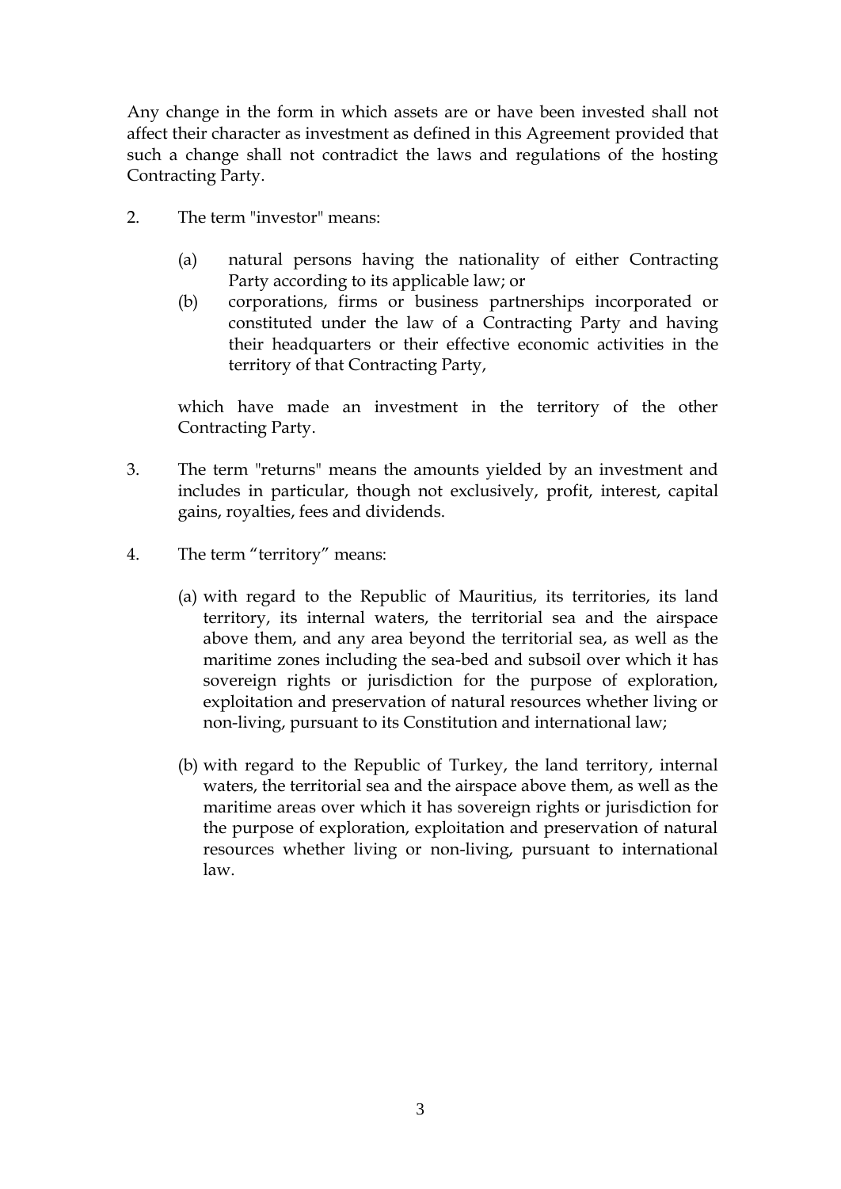Any change in the form in which assets are or have been invested shall not affect their character as investment as defined in this Agreement provided that such a change shall not contradict the laws and regulations of the hosting Contracting Party.

2. The term "investor" means:

   (a) natural persons having the nationality of either Contracting Party according to its applicable law; or
   
   (b) corporations, firms or business partnerships incorporated or constituted under the law of a Contracting Party and having their headquarters or their effective economic activities in the territory of that Contracting Party,

   which have made an investment in the territory of the other Contracting Party.

3. The term "returns" means the amounts yielded by an investment and includes in particular, though not exclusively, profit, interest, capital gains, royalties, fees and dividends.

4. The term "territory" means:

   (a) with regard to the Republic of Mauritius, its territories, its land territory, its internal waters, the territorial sea and the airspace above them, and any area beyond the territorial sea, as well as the maritime zones including the sea-bed and subsoil over which it has sovereign rights or jurisdiction for the purpose of exploration, exploitation and preservation of natural resources whether living or non-living, pursuant to its Constitution and international law;

   (b) with regard to the Republic of Turkey, the land territory, internal waters, the territorial sea and the airspace above them, as well as the maritime areas over which it has sovereign rights or jurisdiction for the purpose of exploration, exploitation and preservation of natural resources whether living or non-living, pursuant to international law.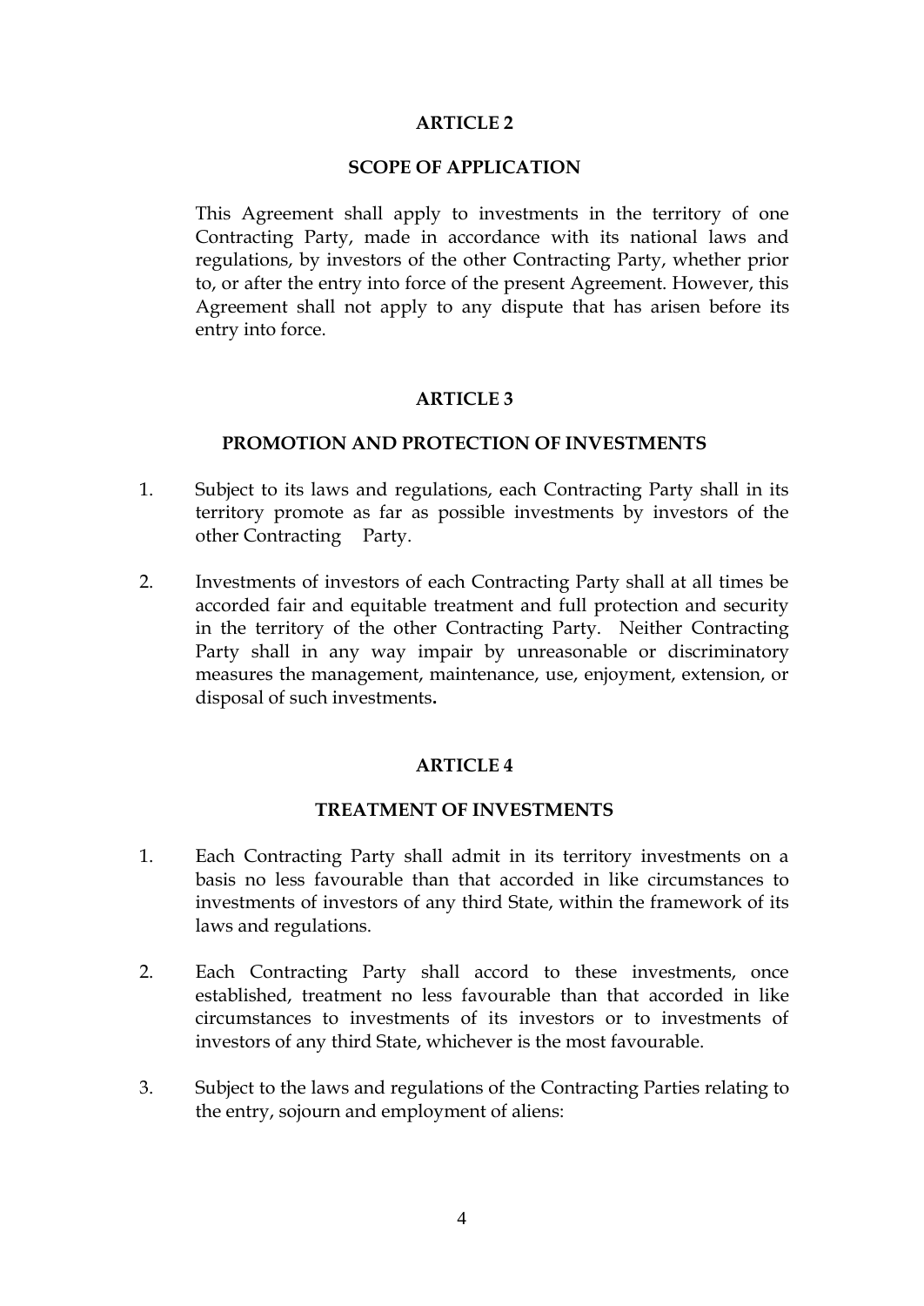## ARTICLE 2

## SCOPE OF APPLICATION

This Agreement shall apply to investments in the territory of one Contracting Party, made in accordance with its national laws and regulations, by investors of the other Contracting Party, whether prior to, or after the entry into force of the present Agreement. However, this Agreement shall not apply to any dispute that has arisen before its entry into force.

## ARTICLE 3

## PROMOTION AND PROTECTION OF INVESTMENTS

1. Subject to its laws and regulations, each Contracting Party shall in its territory promote as far as possible investments by investors of the other Contracting Party.

2. Investments of investors of each Contracting Party shall at all times be accorded fair and equitable treatment and full protection and security in the territory of the other Contracting Party. Neither Contracting Party shall in any way impair by unreasonable or discriminatory measures the management, maintenance, use, enjoyment, extension, or disposal of such investments**.**

## ARTICLE 4

## TREATMENT OF INVESTMENTS

1. Each Contracting Party shall admit in its territory investments on a basis no less favourable than that accorded in like circumstances to investments of investors of any third State, within the framework of its laws and regulations.

2. Each Contracting Party shall accord to these investments, once established, treatment no less favourable than that accorded in like circumstances to investments of its investors or to investments of investors of any third State, whichever is the most favourable.

3. Subject to the laws and regulations of the Contracting Parties relating to the entry, sojourn and employment of aliens: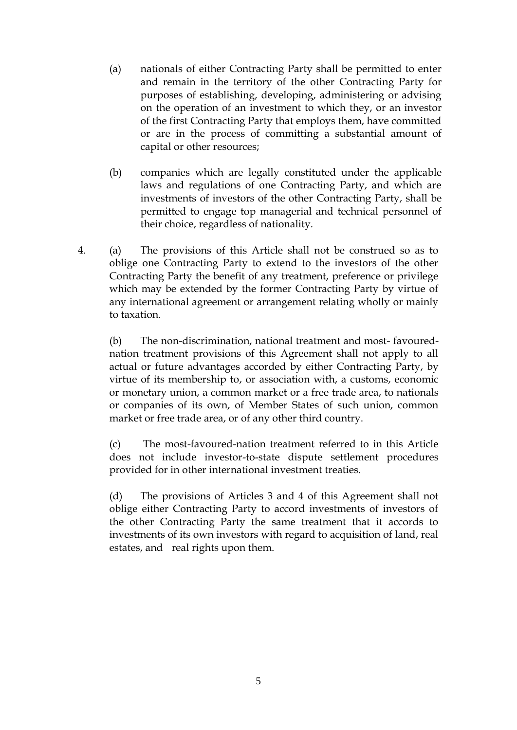(a) nationals of either Contracting Party shall be permitted to enter and remain in the territory of the other Contracting Party for purposes of establishing, developing, administering or advising on the operation of an investment to which they, or an investor of the first Contracting Party that employs them, have committed or are in the process of committing a substantial amount of capital or other resources;

(b) companies which are legally constituted under the applicable laws and regulations of one Contracting Party, and which are investments of investors of the other Contracting Party, shall be permitted to engage top managerial and technical personnel of their choice, regardless of nationality.

4. (a) The provisions of this Article shall not be construed so as to oblige one Contracting Party to extend to the investors of the other Contracting Party the benefit of any treatment, preference or privilege which may be extended by the former Contracting Party by virtue of any international agreement or arrangement relating wholly or mainly to taxation.

(b) The non-discrimination, national treatment and most- favoured-nation treatment provisions of this Agreement shall not apply to all actual or future advantages accorded by either Contracting Party, by virtue of its membership to, or association with, a customs, economic or monetary union, a common market or a free trade area, to nationals or companies of its own, of Member States of such union, common market or free trade area, or of any other third country.

(c) The most-favoured-nation treatment referred to in this Article does not include investor-to-state dispute settlement procedures provided for in other international investment treaties.

(d) The provisions of Articles 3 and 4 of this Agreement shall not oblige either Contracting Party to accord investments of investors of the other Contracting Party the same treatment that it accords to investments of its own investors with regard to acquisition of land, real estates, and real rights upon them.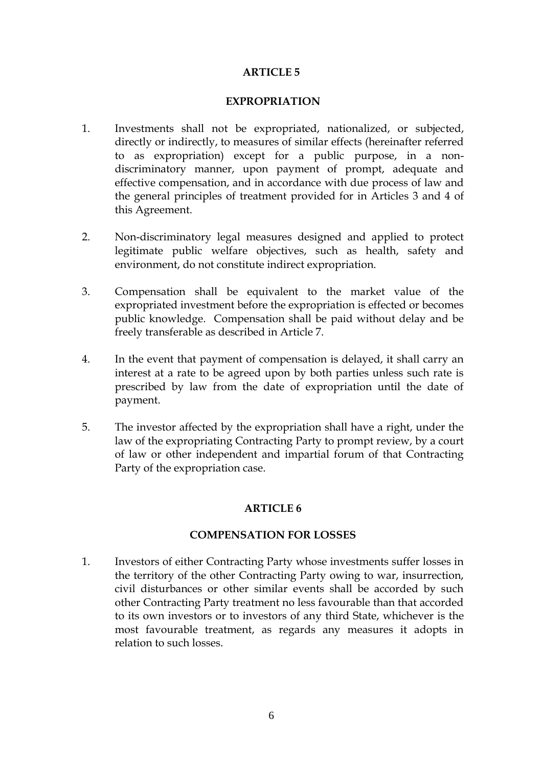## ARTICLE 5

## EXPROPRIATION

1. Investments shall not be expropriated, nationalized, or subjected, directly or indirectly, to measures of similar effects (hereinafter referred to as expropriation) except for a public purpose, in a non-discriminatory manner, upon payment of prompt, adequate and effective compensation, and in accordance with due process of law and the general principles of treatment provided for in Articles 3 and 4 of this Agreement.

2. Non-discriminatory legal measures designed and applied to protect legitimate public welfare objectives, such as health, safety and environment, do not constitute indirect expropriation.

3. Compensation shall be equivalent to the market value of the expropriated investment before the expropriation is effected or becomes public knowledge. Compensation shall be paid without delay and be freely transferable as described in Article 7.

4. In the event that payment of compensation is delayed, it shall carry an interest at a rate to be agreed upon by both parties unless such rate is prescribed by law from the date of expropriation until the date of payment.

5. The investor affected by the expropriation shall have a right, under the law of the expropriating Contracting Party to prompt review, by a court of law or other independent and impartial forum of that Contracting Party of the expropriation case.

## ARTICLE 6

## COMPENSATION FOR LOSSES

1. Investors of either Contracting Party whose investments suffer losses in the territory of the other Contracting Party owing to war, insurrection, civil disturbances or other similar events shall be accorded by such other Contracting Party treatment no less favourable than that accorded to its own investors or to investors of any third State, whichever is the most favourable treatment, as regards any measures it adopts in relation to such losses.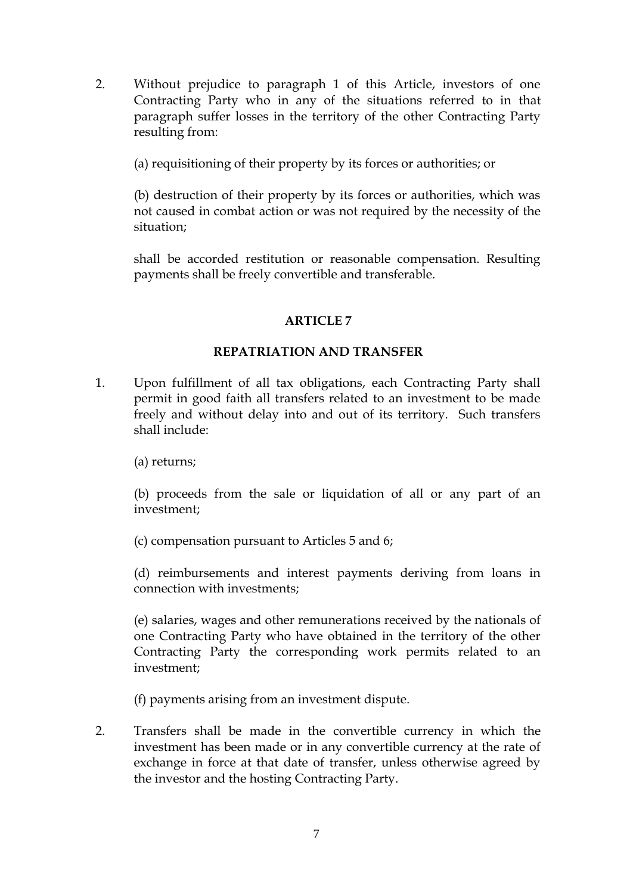2. Without prejudice to paragraph 1 of this Article, investors of one Contracting Party who in any of the situations referred to in that paragraph suffer losses in the territory of the other Contracting Party resulting from:

   (a) requisitioning of their property by its forces or authorities; or

   (b) destruction of their property by its forces or authorities, which was not caused in combat action or was not required by the necessity of the situation;

   shall be accorded restitution or reasonable compensation. Resulting payments shall be freely convertible and transferable.

## ARTICLE 7

## REPATRIATION AND TRANSFER

1. Upon fulfillment of all tax obligations, each Contracting Party shall permit in good faith all transfers related to an investment to be made freely and without delay into and out of its territory. Such transfers shall include:

   (a) returns;

   (b) proceeds from the sale or liquidation of all or any part of an investment;

   (c) compensation pursuant to Articles 5 and 6;

   (d) reimbursements and interest payments deriving from loans in connection with investments;

   (e) salaries, wages and other remunerations received by the nationals of one Contracting Party who have obtained in the territory of the other Contracting Party the corresponding work permits related to an investment;

   (f) payments arising from an investment dispute.

2. Transfers shall be made in the convertible currency in which the investment has been made or in any convertible currency at the rate of exchange in force at that date of transfer, unless otherwise agreed by the investor and the hosting Contracting Party.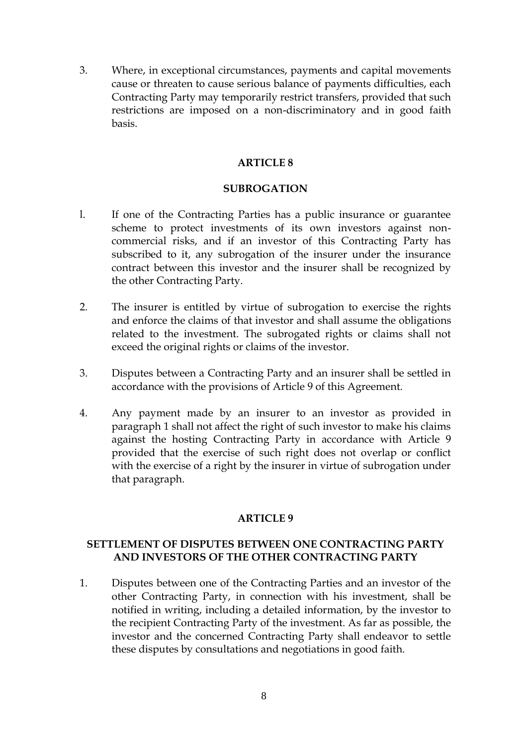3. Where, in exceptional circumstances, payments and capital movements cause or threaten to cause serious balance of payments difficulties, each Contracting Party may temporarily restrict transfers, provided that such restrictions are imposed on a non-discriminatory and in good faith basis.

## ARTICLE 8

## SUBROGATION

1. If one of the Contracting Parties has a public insurance or guarantee scheme to protect investments of its own investors against non-commercial risks, and if an investor of this Contracting Party has subscribed to it, any subrogation of the insurer under the insurance contract between this investor and the insurer shall be recognized by the other Contracting Party.

2. The insurer is entitled by virtue of subrogation to exercise the rights and enforce the claims of that investor and shall assume the obligations related to the investment. The subrogated rights or claims shall not exceed the original rights or claims of the investor.

3. Disputes between a Contracting Party and an insurer shall be settled in accordance with the provisions of Article 9 of this Agreement.

4. Any payment made by an insurer to an investor as provided in paragraph 1 shall not affect the right of such investor to make his claims against the hosting Contracting Party in accordance with Article 9 provided that the exercise of such right does not overlap or conflict with the exercise of a right by the insurer in virtue of subrogation under that paragraph.

## ARTICLE 9

## SETTLEMENT OF DISPUTES BETWEEN ONE CONTRACTING PARTY AND INVESTORS OF THE OTHER CONTRACTING PARTY

1. Disputes between one of the Contracting Parties and an investor of the other Contracting Party, in connection with his investment, shall be notified in writing, including a detailed information, by the investor to the recipient Contracting Party of the investment. As far as possible, the investor and the concerned Contracting Party shall endeavor to settle these disputes by consultations and negotiations in good faith.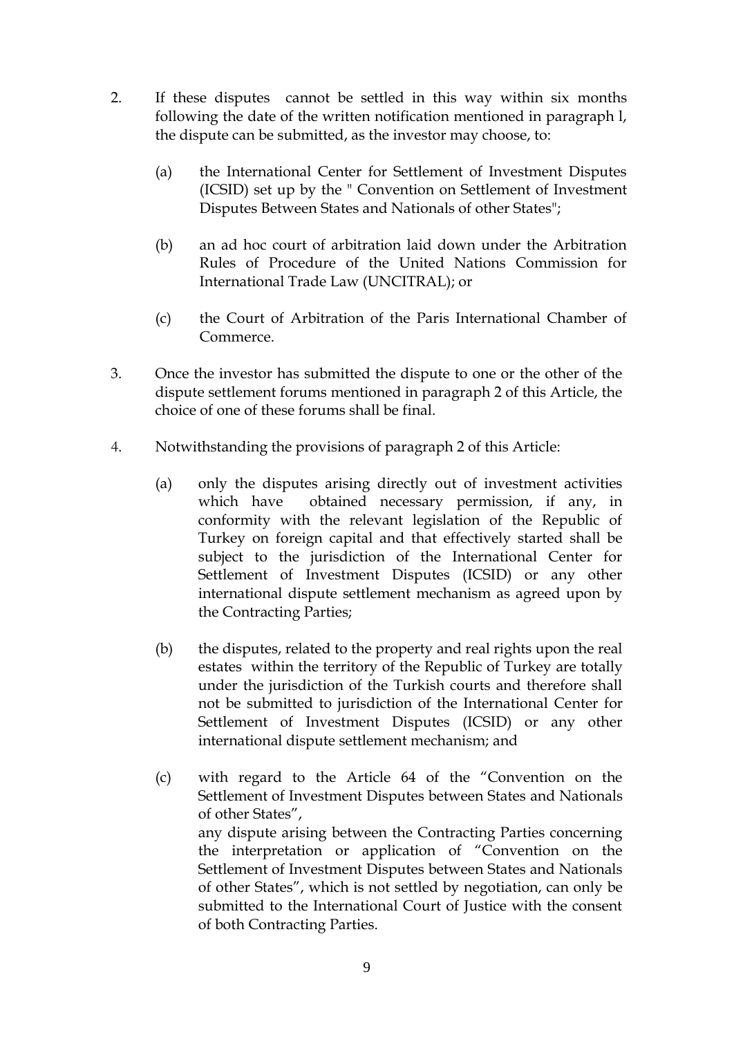2. If these disputes cannot be settled in this way within six months following the date of the written notification mentioned in paragraph l, the dispute can be submitted, as the investor may choose, to:

   (a) the International Center for Settlement of Investment Disputes (ICSID) set up by the " Convention on Settlement of Investment Disputes Between States and Nationals of other States";

   (b) an ad hoc court of arbitration laid down under the Arbitration Rules of Procedure of the United Nations Commission for International Trade Law (UNCITRAL); or

   (c) the Court of Arbitration of the Paris International Chamber of Commerce.

3. Once the investor has submitted the dispute to one or the other of the dispute settlement forums mentioned in paragraph 2 of this Article, the choice of one of these forums shall be final.

4. Notwithstanding the provisions of paragraph 2 of this Article:

   (a) only the disputes arising directly out of investment activities which have obtained necessary permission, if any, in conformity with the relevant legislation of the Republic of Turkey on foreign capital and that effectively started shall be subject to the jurisdiction of the International Center for Settlement of Investment Disputes (ICSID) or any other international dispute settlement mechanism as agreed upon by the Contracting Parties;

   (b) the disputes, related to the property and real rights upon the real estates within the territory of the Republic of Turkey are totally under the jurisdiction of the Turkish courts and therefore shall not be submitted to jurisdiction of the International Center for Settlement of Investment Disputes (ICSID) or any other international dispute settlement mechanism; and

   (c) with regard to the Article 64 of the "Convention on the Settlement of Investment Disputes between States and Nationals of other States",
   any dispute arising between the Contracting Parties concerning the interpretation or application of "Convention on the Settlement of Investment Disputes between States and Nationals of other States", which is not settled by negotiation, can only be submitted to the International Court of Justice with the consent of both Contracting Parties.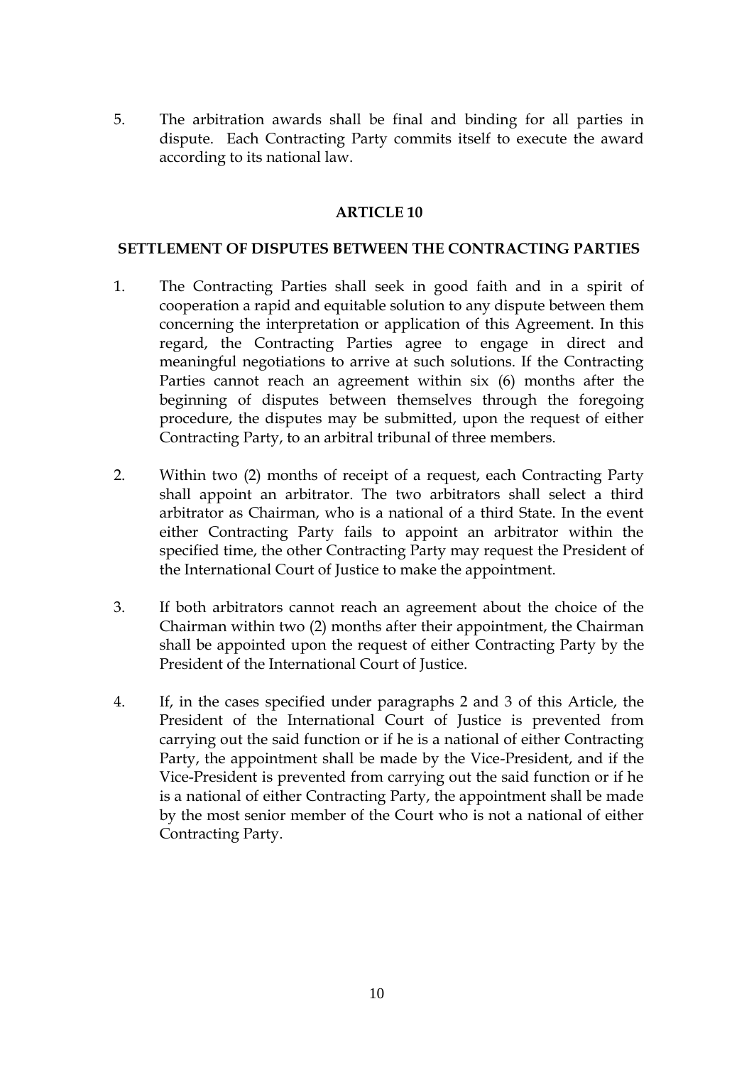5. The arbitration awards shall be final and binding for all parties in dispute. Each Contracting Party commits itself to execute the award according to its national law.

## ARTICLE 10

## SETTLEMENT OF DISPUTES BETWEEN THE CONTRACTING PARTIES

1. The Contracting Parties shall seek in good faith and in a spirit of cooperation a rapid and equitable solution to any dispute between them concerning the interpretation or application of this Agreement. In this regard, the Contracting Parties agree to engage in direct and meaningful negotiations to arrive at such solutions. If the Contracting Parties cannot reach an agreement within six (6) months after the beginning of disputes between themselves through the foregoing procedure, the disputes may be submitted, upon the request of either Contracting Party, to an arbitral tribunal of three members.

2. Within two (2) months of receipt of a request, each Contracting Party shall appoint an arbitrator. The two arbitrators shall select a third arbitrator as Chairman, who is a national of a third State. In the event either Contracting Party fails to appoint an arbitrator within the specified time, the other Contracting Party may request the President of the International Court of Justice to make the appointment.

3. If both arbitrators cannot reach an agreement about the choice of the Chairman within two (2) months after their appointment, the Chairman shall be appointed upon the request of either Contracting Party by the President of the International Court of Justice.

4. If, in the cases specified under paragraphs 2 and 3 of this Article, the President of the International Court of Justice is prevented from carrying out the said function or if he is a national of either Contracting Party, the appointment shall be made by the Vice-President, and if the Vice-President is prevented from carrying out the said function or if he is a national of either Contracting Party, the appointment shall be made by the most senior member of the Court who is not a national of either Contracting Party.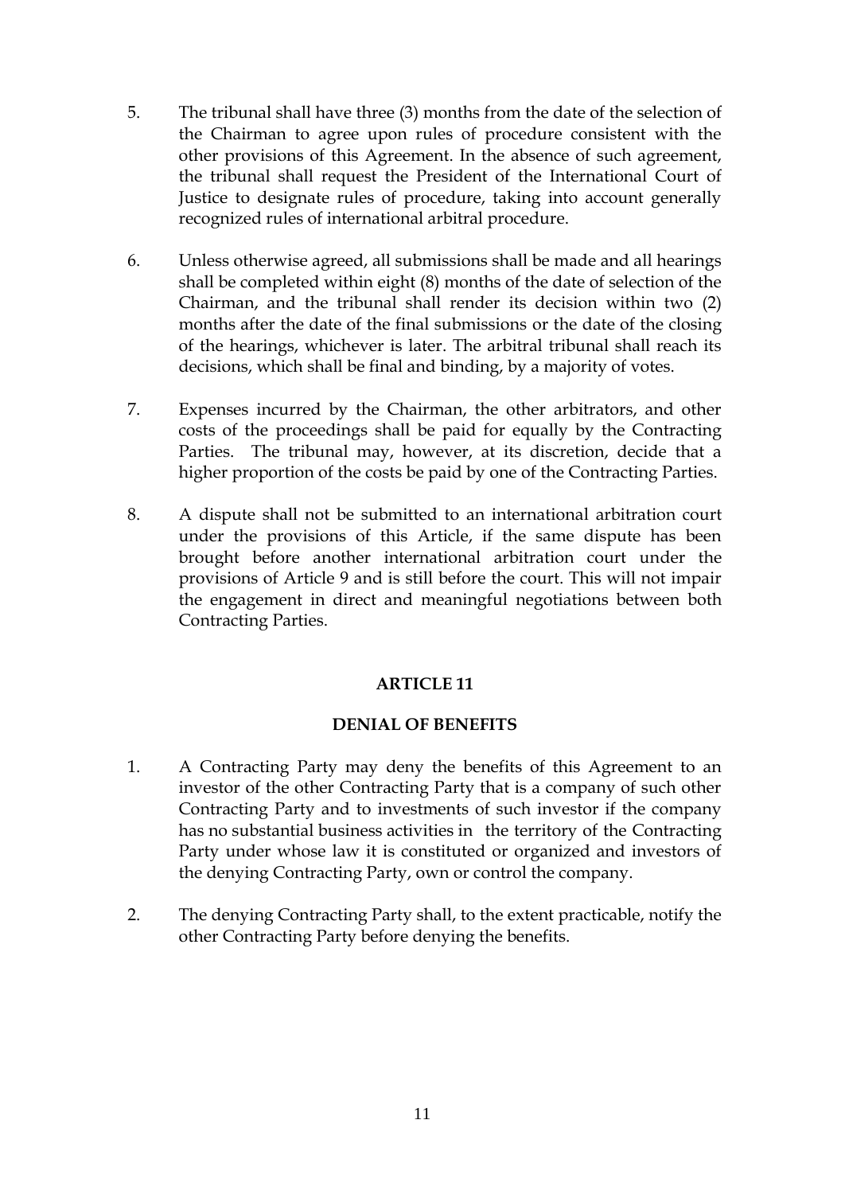5. The tribunal shall have three (3) months from the date of the selection of the Chairman to agree upon rules of procedure consistent with the other provisions of this Agreement. In the absence of such agreement, the tribunal shall request the President of the International Court of Justice to designate rules of procedure, taking into account generally recognized rules of international arbitral procedure.

6. Unless otherwise agreed, all submissions shall be made and all hearings shall be completed within eight (8) months of the date of selection of the Chairman, and the tribunal shall render its decision within two (2) months after the date of the final submissions or the date of the closing of the hearings, whichever is later. The arbitral tribunal shall reach its decisions, which shall be final and binding, by a majority of votes.

7. Expenses incurred by the Chairman, the other arbitrators, and other costs of the proceedings shall be paid for equally by the Contracting Parties. The tribunal may, however, at its discretion, decide that a higher proportion of the costs be paid by one of the Contracting Parties.

8. A dispute shall not be submitted to an international arbitration court under the provisions of this Article, if the same dispute has been brought before another international arbitration court under the provisions of Article 9 and is still before the court. This will not impair the engagement in direct and meaningful negotiations between both Contracting Parties.

## ARTICLE 11

## DENIAL OF BENEFITS

1. A Contracting Party may deny the benefits of this Agreement to an investor of the other Contracting Party that is a company of such other Contracting Party and to investments of such investor if the company has no substantial business activities in the territory of the Contracting Party under whose law it is constituted or organized and investors of the denying Contracting Party, own or control the company.

2. The denying Contracting Party shall, to the extent practicable, notify the other Contracting Party before denying the benefits.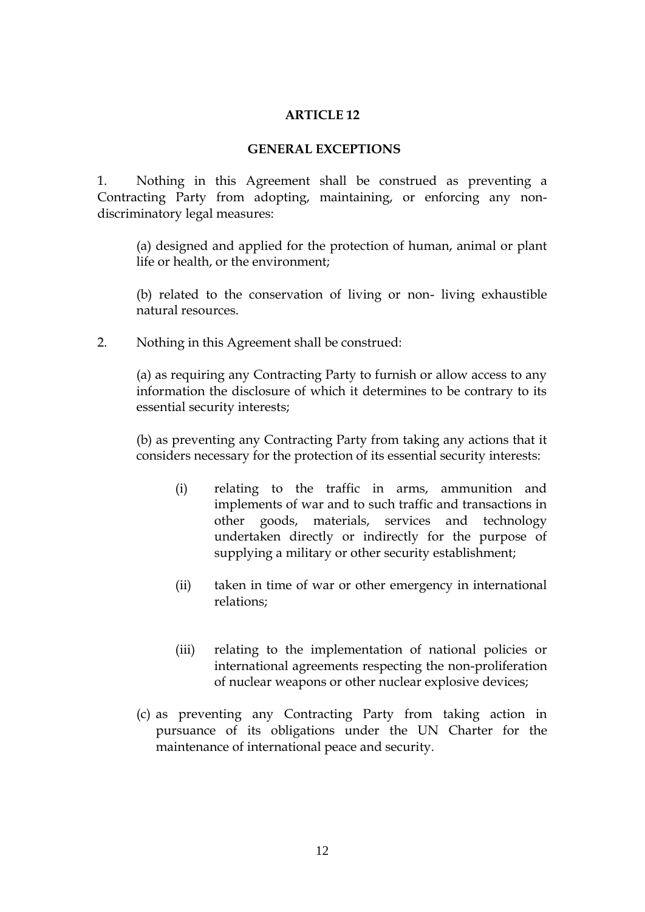## ARTICLE 12

### GENERAL EXCEPTIONS

1. Nothing in this Agreement shall be construed as preventing a Contracting Party from adopting, maintaining, or enforcing any non-discriminatory legal measures:

   (a) designed and applied for the protection of human, animal or plant life or health, or the environment;

   (b) related to the conservation of living or non- living exhaustible natural resources.

2. Nothing in this Agreement shall be construed:

   (a) as requiring any Contracting Party to furnish or allow access to any information the disclosure of which it determines to be contrary to its essential security interests;

   (b) as preventing any Contracting Party from taking any actions that it considers necessary for the protection of its essential security interests:

      (i) relating to the traffic in arms, ammunition and implements of war and to such traffic and transactions in other goods, materials, services and technology undertaken directly or indirectly for the purpose of supplying a military or other security establishment;

      (ii) taken in time of war or other emergency in international relations;

      (iii) relating to the implementation of national policies or international agreements respecting the non-proliferation of nuclear weapons or other nuclear explosive devices;

   (c) as preventing any Contracting Party from taking action in pursuance of its obligations under the UN Charter for the maintenance of international peace and security.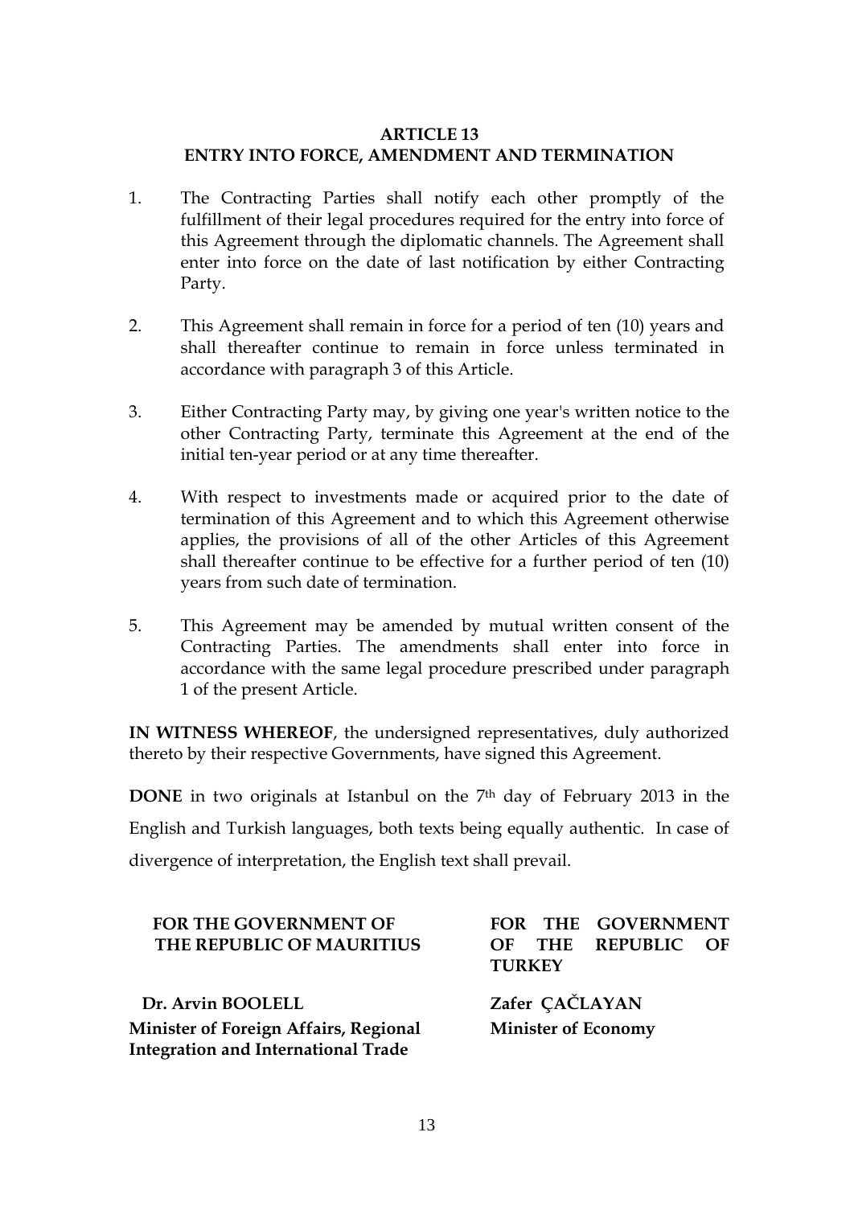## ARTICLE 13
## ENTRY INTO FORCE, AMENDMENT AND TERMINATION

1. The Contracting Parties shall notify each other promptly of the fulfillment of their legal procedures required for the entry into force of this Agreement through the diplomatic channels. The Agreement shall enter into force on the date of last notification by either Contracting Party.

2. This Agreement shall remain in force for a period of ten (10) years and shall thereafter continue to remain in force unless terminated in accordance with paragraph 3 of this Article.

3. Either Contracting Party may, by giving one year's written notice to the other Contracting Party, terminate this Agreement at the end of the initial ten-year period or at any time thereafter.

4. With respect to investments made or acquired prior to the date of termination of this Agreement and to which this Agreement otherwise applies, the provisions of all of the other Articles of this Agreement shall thereafter continue to be effective for a further period of ten (10) years from such date of termination.

5. This Agreement may be amended by mutual written consent of the Contracting Parties. The amendments shall enter into force in accordance with the same legal procedure prescribed under paragraph 1 of the present Article.

**IN WITNESS WHEREOF**, the undersigned representatives, duly authorized thereto by their respective Governments, have signed this Agreement.

**DONE** in two originals at Istanbul on the 7th day of February 2013 in the English and Turkish languages, both texts being equally authentic. In case of divergence of interpretation, the English text shall prevail.

| FOR THE GOVERNMENT OF THE REPUBLIC OF MAURITIUS | FOR THE GOVERNMENT OF THE REPUBLIC OF TURKEY |
|---|---|
| **Dr. Arvin BOOLELL** | **Zafer ÇAČLAYAN** |
| **Minister of Foreign Affairs, Regional Integration and International Trade** | **Minister of Economy** |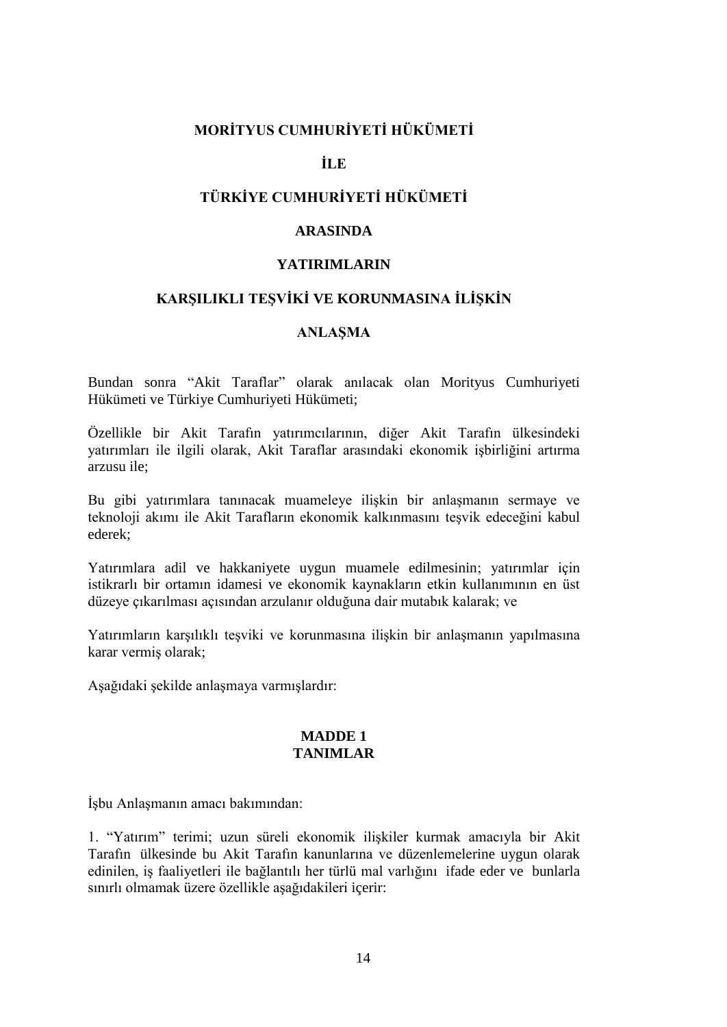**MORİTYUS CUMHURİYETİ HÜKÜMETİ**

**İLE**

**TÜRKİYE CUMHURİYETİ HÜKÜMETİ**

**ARASINDA**

**YATIRIMLARIN**

**KARŞILIKLI TEŞVİKİ VE KORUNMASINA İLİŞKİN**

**ANLAŞMA**

Bundan sonra "Akit Taraflar" olarak anılacak olan Morityus Cumhuriyeti Hükümeti ve Türkiye Cumhuriyeti Hükümeti;

Özellikle bir Akit Tarafın yatırımcılarının, diğer Akit Tarafın ülkesindeki yatırımları ile ilgili olarak, Akit Taraflar arasındaki ekonomik işbirliğini artırma arzusu ile;

Bu gibi yatırımlara tanınacak muameleye ilişkin bir anlaşmanın sermaye ve teknoloji akımı ile Akit Tarafların ekonomik kalkınmasını teşvik edeceğini kabul ederek;

Yatırımlara adil ve hakkaniyete uygun muamele edilmesinin; yatırımlar için istikrarlı bir ortamın idamesi ve ekonomik kaynakların etkin kullanımının en üst düzeye çıkarılması açısından arzulanır olduğuna dair mutabık kalarak; ve

Yatırımların karşılıklı teşviki ve korunmasına ilişkin bir anlaşmanın yapılmasına karar vermiş olarak;

Aşağıdaki şekilde anlaşmaya varmışlardır:

## MADDE 1
## TANIMLAR

İşbu Anlaşmanın amacı bakımından:

1. "Yatırım" terimi; uzun süreli ekonomik ilişkiler kurmak amacıyla bir Akit Tarafın ülkesinde bu Akit Tarafın kanunlarına ve düzenlemelerine uygun olarak edinilen, iş faaliyetleri ile bağlantılı her türlü mal varlığını ifade eder ve bunlarla sınırlı olmamak üzere özellikle aşağıdakileri içerir: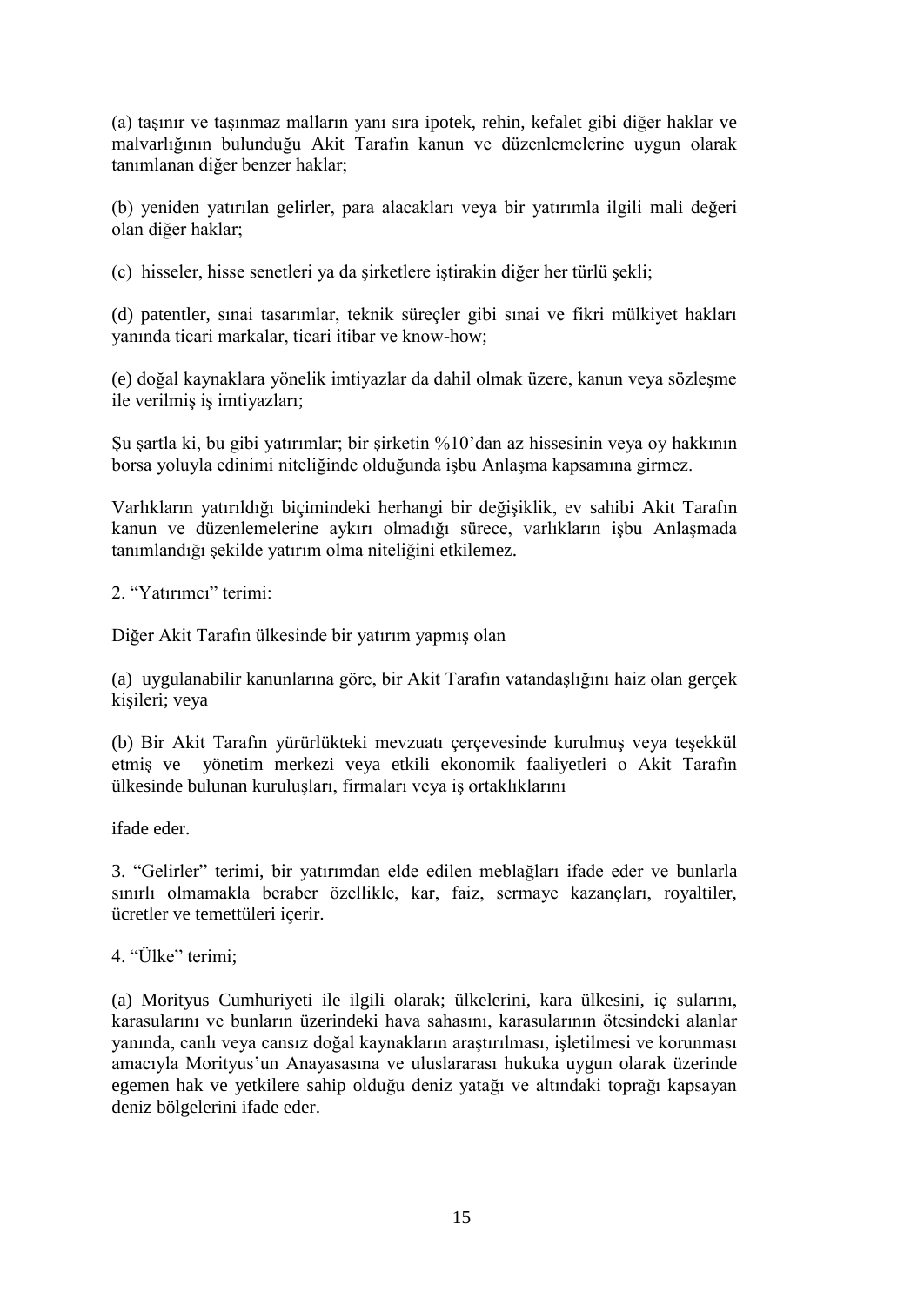(a) taşınır ve taşınmaz malların yanı sıra ipotek, rehin, kefalet gibi diğer haklar ve malvarlığının bulunduğu Akit Tarafın kanun ve düzenlemelerine uygun olarak tanımlanan diğer benzer haklar;

(b) yeniden yatırılan gelirler, para alacakları veya bir yatırımla ilgili mali değeri olan diğer haklar;

(c) hisseler, hisse senetleri ya da şirketlere iştirakin diğer her türlü şekli;

(d) patentler, sınai tasarımlar, teknik süreçler gibi sınai ve fikri mülkiyet hakları yanında ticari markalar, ticari itibar ve know-how;

(e) doğal kaynaklara yönelik imtiyazlar da dahil olmak üzere, kanun veya sözleşme ile verilmiş iş imtiyazları;

Şu şartla ki, bu gibi yatırımlar; bir şirketin %10'dan az hissesinin veya oy hakkının borsa yoluyla edinimi niteliğinde olduğunda işbu Anlaşma kapsamına girmez.

Varlıkların yatırıldığı biçimindeki herhangi bir değişiklik, ev sahibi Akit Tarafın kanun ve düzenlemelerine aykırı olmadığı sürece, varlıkların işbu Anlaşmada tanımlandığı şekilde yatırım olma niteliğini etkilemez.

2. "Yatırımcı" terimi:

Diğer Akit Tarafın ülkesinde bir yatırım yapmış olan

(a) uygulanabilir kanunlarına göre, bir Akit Tarafın vatandaşlığını haiz olan gerçek kişileri; veya

(b) Bir Akit Tarafın yürürlükteki mevzuatı çerçevesinde kurulmuş veya teşekkül etmiş ve yönetim merkezi veya etkili ekonomik faaliyetleri o Akit Tarafın ülkesinde bulunan kuruluşları, firmaları veya iş ortaklıklarını

ifade eder.

3. "Gelirler" terimi, bir yatırımdan elde edilen meblağları ifade eder ve bunlarla sınırlı olmamakla beraber özellikle, kar, faiz, sermaye kazançları, royaltiler, ücretler ve temettüleri içerir.

4. "Ülke" terimi;

(a) Morityus Cumhuriyeti ile ilgili olarak; ülkelerini, kara ülkesini, iç sularını, karasularını ve bunların üzerindeki hava sahasını, karasularının ötesindeki alanlar yanında, canlı veya cansız doğal kaynakların araştırılması, işletilmesi ve korunması amacıyla Morityus'un Anayasasına ve uluslararası hukuka uygun olarak üzerinde egemen hak ve yetkilere sahip olduğu deniz yatağı ve altındaki toprağı kapsayan deniz bölgelerini ifade eder.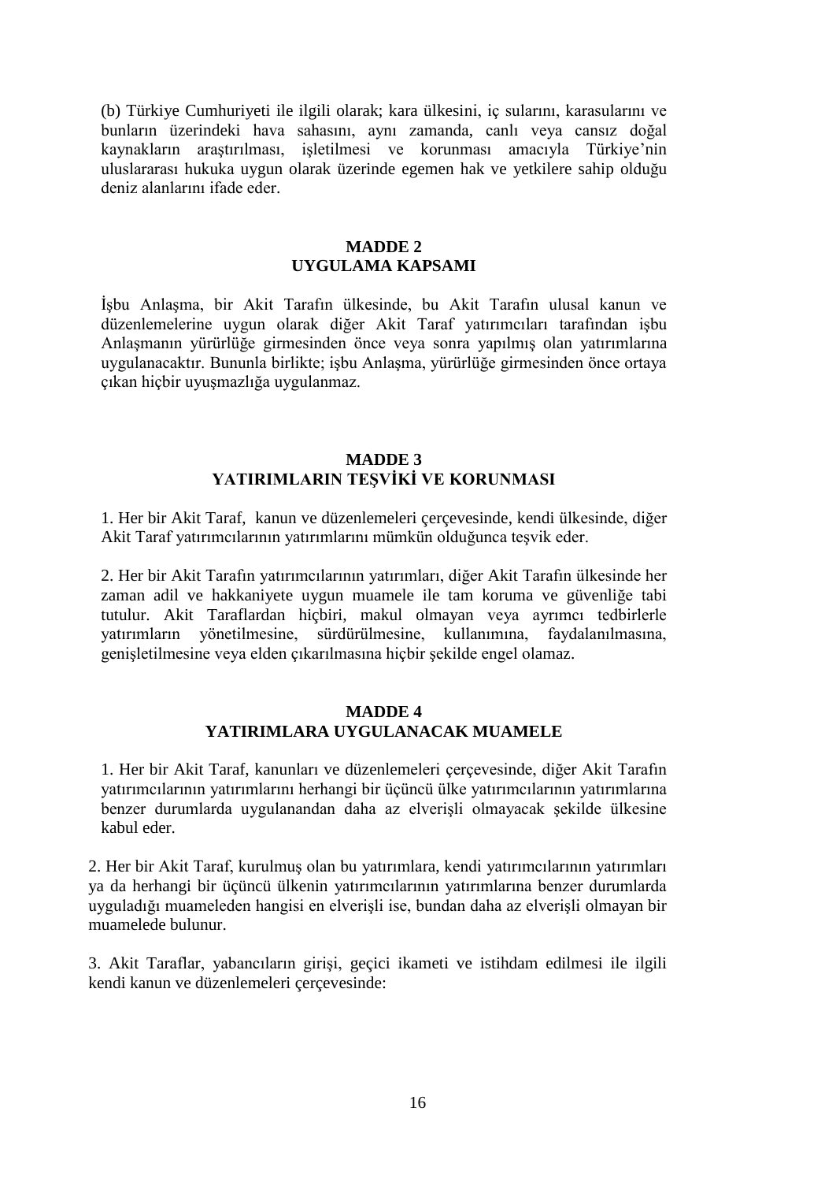(b) Türkiye Cumhuriyeti ile ilgili olarak; kara ülkesini, iç sularını, karasularını ve bunların üzerindeki hava sahasını, aynı zamanda, canlı veya cansız doğal kaynakların araştırılması, işletilmesi ve korunması amacıyla Türkiye'nin uluslararası hukuka uygun olarak üzerinde egemen hak ve yetkilere sahip olduğu deniz alanlarını ifade eder.

**MADDE 2**
**UYGULAMA KAPSAMI**

İşbu Anlaşma, bir Akit Tarafın ülkesinde, bu Akit Tarafın ulusal kanun ve düzenlemelerine uygun olarak diğer Akit Taraf yatırımcıları tarafından işbu Anlaşmanın yürürlüğe girmesinden önce veya sonra yapılmış olan yatırımlarına uygulanacaktır. Bununla birlikte; işbu Anlaşma, yürürlüğe girmesinden önce ortaya çıkan hiçbir uyuşmazlığa uygulanmaz.

**MADDE 3**
**YATIRIMLARIN TEŞVİKİ VE KORUNMASI**

1. Her bir Akit Taraf, kanun ve düzenlemeleri çerçevesinde, kendi ülkesinde, diğer Akit Taraf yatırımcılarının yatırımlarını mümkün olduğunca teşvik eder.

2. Her bir Akit Tarafın yatırımcılarının yatırımları, diğer Akit Tarafın ülkesinde her zaman adil ve hakkaniyete uygun muamele ile tam koruma ve güvenliğe tabi tutulur. Akit Taraflardan hiçbiri, makul olmayan veya ayrımcı tedbirlerle yatırımların yönetilmesine, sürdürülmesine, kullanımına, faydalanılmasına, genişletilmesine veya elden çıkarılmasına hiçbir şekilde engel olamaz.

**MADDE 4**
**YATIRIMLARA UYGULANACAK MUAMELE**

1. Her bir Akit Taraf, kanunları ve düzenlemeleri çerçevesinde, diğer Akit Tarafın yatırımcılarının yatırımlarını herhangi bir üçüncü ülke yatırımcılarının yatırımlarına benzer durumlarda uygulanandan daha az elverişli olmayacak şekilde ülkesine kabul eder.

2. Her bir Akit Taraf, kurulmuş olan bu yatırımlara, kendi yatırımcılarının yatırımları ya da herhangi bir üçüncü ülkenin yatırımcılarının yatırımlarına benzer durumlarda uyguladığı muameleden hangisi en elverişli ise, bundan daha az elverişli olmayan bir muamelede bulunur.

3. Akit Taraflar, yabancıların girişi, geçici ikameti ve istihdam edilmesi ile ilgili kendi kanun ve düzenlemeleri çerçevesinde: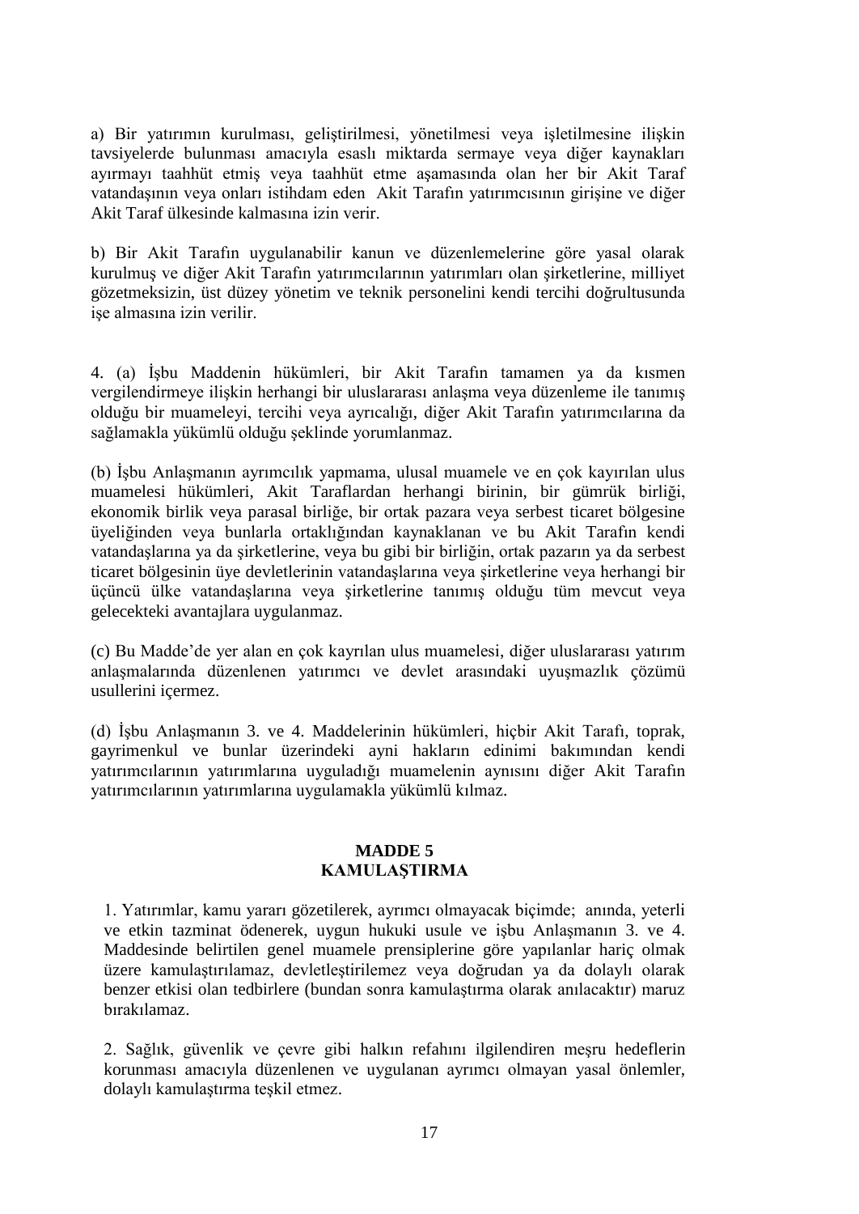a) Bir yatırımın kurulması, geliştirilmesi, yönetilmesi veya işletilmesine ilişkin tavsiyelerde bulunması amacıyla esaslı miktarda sermaye veya diğer kaynakları ayırmayı taahhüt etmiş veya taahhüt etme aşamasında olan her bir Akit Taraf vatandaşının veya onları istihdam eden Akit Tarafın yatırımcısının girişine ve diğer Akit Taraf ülkesinde kalmasına izin verir.

b) Bir Akit Tarafın uygulanabilir kanun ve düzenlemelerine göre yasal olarak kurulmuş ve diğer Akit Tarafın yatırımcılarının yatırımları olan şirketlerine, milliyet gözetmeksizin, üst düzey yönetim ve teknik personelini kendi tercihi doğrultusunda işe almasına izin verilir.

4. (a) İşbu Maddenin hükümleri, bir Akit Tarafın tamamen ya da kısmen vergilendirmeye ilişkin herhangi bir uluslararası anlaşma veya düzenleme ile tanımış olduğu bir muameleyi, tercihi veya ayrıcalığı, diğer Akit Tarafın yatırımcılarına da sağlamakla yükümlü olduğu şeklinde yorumlanmaz.

(b) İşbu Anlaşmanın ayrımcılık yapmama, ulusal muamele ve en çok kayırılan ulus muamelesi hükümleri, Akit Taraflardan herhangi birinin, bir gümrük birliği, ekonomik birlik veya parasal birliğe, bir ortak pazara veya serbest ticaret bölgesine üyeliğinden veya bunlarla ortaklığından kaynaklanan ve bu Akit Tarafın kendi vatandaşlarına ya da şirketlerine, veya bu gibi bir birliğin, ortak pazarın ya da serbest ticaret bölgesinin üye devletlerinin vatandaşlarına veya şirketlerine veya herhangi bir üçüncü ülke vatandaşlarına veya şirketlerine tanımış olduğu tüm mevcut veya gelecekteki avantajlara uygulanmaz.

(c) Bu Madde'de yer alan en çok kayrılan ulus muamelesi, diğer uluslararası yatırım anlaşmalarında düzenlenen yatırımcı ve devlet arasındaki uyuşmazlık çözümü usullerini içermez.

(d) İşbu Anlaşmanın 3. ve 4. Maddelerinin hükümleri, hiçbir Akit Tarafı, toprak, gayrimenkul ve bunlar üzerindeki ayni hakların edinimi bakımından kendi yatırımcılarının yatırımlarına uyguladığı muamelenin aynısını diğer Akit Tarafın yatırımcılarının yatırımlarına uygulamakla yükümlü kılmaz.

## MADDE 5
## KAMULAŞTIRMA

1. Yatırımlar, kamu yararı gözetilerek, ayrımcı olmayacak biçimde; anında, yeterli ve etkin tazminat ödenerek, uygun hukuki usule ve işbu Anlaşmanın 3. ve 4. Maddesinde belirtilen genel muamele prensiplerine göre yapılanlar hariç olmak üzere kamulaştırılamaz, devletleştirilemez veya doğrudan ya da dolaylı olarak benzer etkisi olan tedbirlere (bundan sonra kamulaştırma olarak anılacaktır) maruz bırakılamaz.

2. Sağlık, güvenlik ve çevre gibi halkın refahını ilgilendiren meşru hedeflerin korunması amacıyla düzenlenen ve uygulanan ayrımcı olmayan yasal önlemler, dolaylı kamulaştırma teşkil etmez.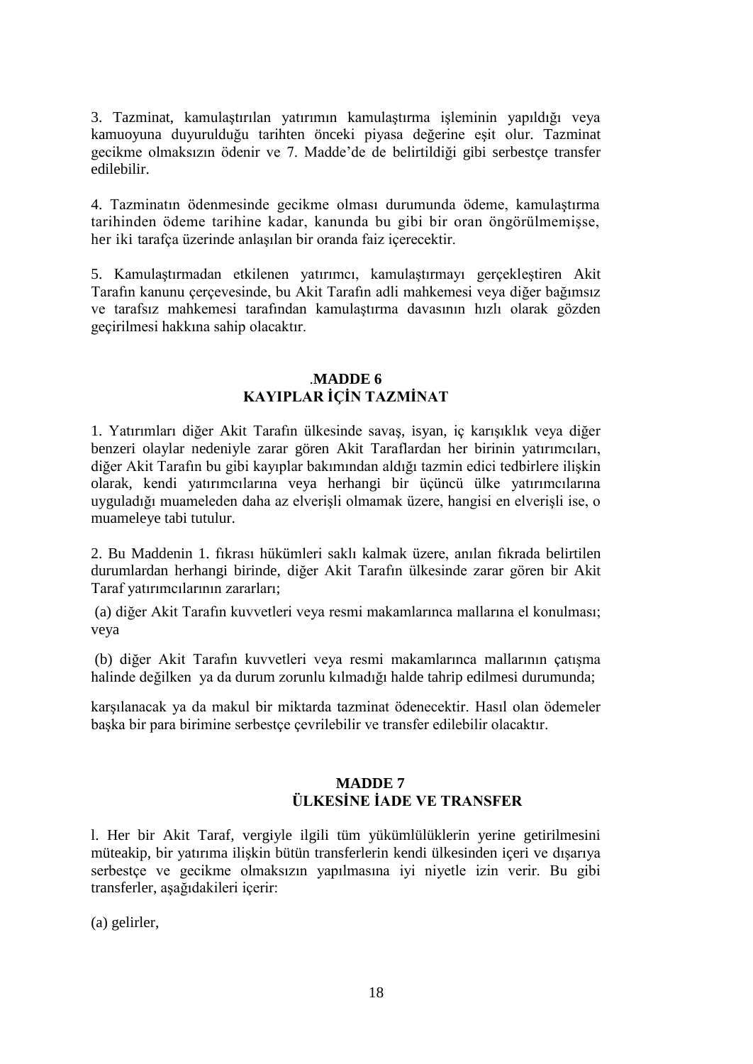3. Tazminat, kamulaştırılan yatırımın kamulaştırma işleminin yapıldığı veya kamuoyuna duyurulduğu tarihten önceki piyasa değerine eşit olur. Tazminat gecikme olmaksızın ödenir ve 7. Madde'de de belirtildiği gibi serbestçe transfer edilebilir.

4. Tazminatın ödenmesinde gecikme olması durumunda ödeme, kamulaştırma tarihinden ödeme tarihine kadar, kanunda bu gibi bir oran öngörülmemişse, her iki tarafça üzerinde anlaşılan bir oranda faiz içerecektir.

5. Kamulaştırmadan etkilenen yatırımcı, kamulaştırmayı gerçekleştiren Akit Tarafın kanunu çerçevesinde, bu Akit Tarafın adli mahkemesi veya diğer bağımsız ve tarafsız mahkemesi tarafından kamulaştırma davasının hızlı olarak gözden geçirilmesi hakkına sahip olacaktır.

## .MADDE 6
## KAYIPLAR İÇİN TAZMİNAT

1. Yatırımları diğer Akit Tarafın ülkesinde savaş, isyan, iç karışıklık veya diğer benzeri olaylar nedeniyle zarar gören Akit Taraflardan her birinin yatırımcıları, diğer Akit Tarafın bu gibi kayıplar bakımından aldığı tazmin edici tedbirlere ilişkin olarak, kendi yatırımcılarına veya herhangi bir üçüncü ülke yatırımcılarına uyguladığı muameleden daha az elverişli olmamak üzere, hangisi en elverişli ise, o muameleye tabi tutulur.

2. Bu Maddenin 1. fıkrası hükümleri saklı kalmak üzere, anılan fıkrada belirtilen durumlardan herhangi birinde, diğer Akit Tarafın ülkesinde zarar gören bir Akit Taraf yatırımcılarının zararları;

(a) diğer Akit Tarafın kuvvetleri veya resmi makamlarınca mallarına el konulması; veya

(b) diğer Akit Tarafın kuvvetleri veya resmi makamlarınca mallarının çatışma halinde değilken ya da durum zorunlu kılmadığı halde tahrip edilmesi durumunda;

karşılanacak ya da makul bir miktarda tazminat ödenecektir. Hasıl olan ödemeler başka bir para birimine serbestçe çevrilebilir ve transfer edilebilir olacaktır.

## MADDE 7
## ÜLKESİNE İADE VE TRANSFER

l. Her bir Akit Taraf, vergiyle ilgili tüm yükümlülüklerin yerine getirilmesini müteakip, bir yatırıma ilişkin bütün transferlerin kendi ülkesinden içeri ve dışarıya serbestçe ve gecikme olmaksızın yapılmasına iyi niyetle izin verir. Bu gibi transferler, aşağıdakileri içerir:

(a) gelirler,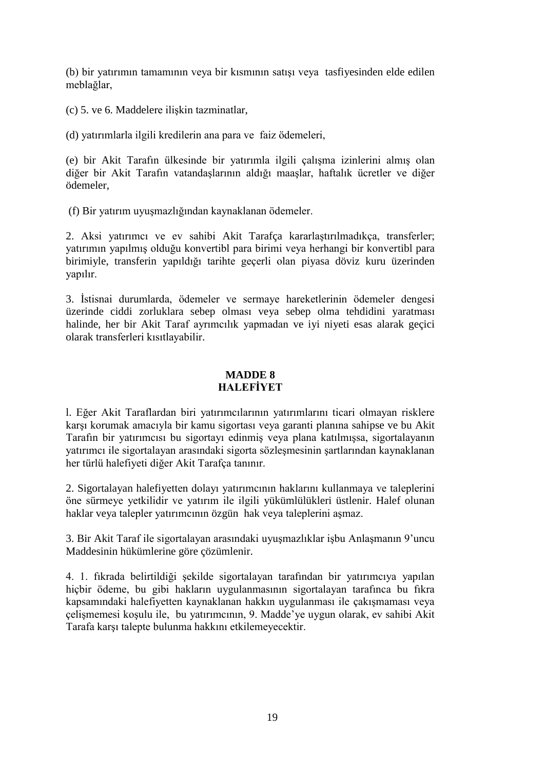(b) bir yatırımın tamamının veya bir kısmının satışı veya tasfiyesinden elde edilen meblağlar,

(c) 5. ve 6. Maddelere ilişkin tazminatlar,

(d) yatırımlarla ilgili kredilerin ana para ve faiz ödemeleri,

(e) bir Akit Tarafın ülkesinde bir yatırımla ilgili çalışma izinlerini almış olan diğer bir Akit Tarafın vatandaşlarının aldığı maaşlar, haftalık ücretler ve diğer ödemeler,

(f) Bir yatırım uyuşmazlığından kaynaklanan ödemeler.

2. Aksi yatırımcı ve ev sahibi Akit Tarafça kararlaştırılmadıkça, transferler; yatırımın yapılmış olduğu konvertibl para birimi veya herhangi bir konvertibl para birimiyle, transferin yapıldığı tarihte geçerli olan piyasa döviz kuru üzerinden yapılır.

3. İstisnai durumlarda, ödemeler ve sermaye hareketlerinin ödemeler dengesi üzerinde ciddi zorluklara sebep olması veya sebep olma tehdidini yaratması halinde, her bir Akit Taraf ayrımcılık yapmadan ve iyi niyeti esas alarak geçici olarak transferleri kısıtlayabilir.

## MADDE 8
## HALEFİYET

l. Eğer Akit Taraflardan biri yatırımcılarının yatırımlarını ticari olmayan risklere karşı korumak amacıyla bir kamu sigortası veya garanti planına sahipse ve bu Akit Tarafın bir yatırımcısı bu sigortayı edinmiş veya plana katılmışsa, sigortalayanın yatırımcı ile sigortalayan arasındaki sigorta sözleşmesinin şartlarından kaynaklanan her türlü halefiyeti diğer Akit Tarafça tanınır.

2. Sigortalayan halefiyetten dolayı yatırımcının haklarını kullanmaya ve taleplerini öne sürmeye yetkilidir ve yatırım ile ilgili yükümlülükleri üstlenir. Halef olunan haklar veya talepler yatırımcının özgün hak veya taleplerini aşmaz.

3. Bir Akit Taraf ile sigortalayan arasındaki uyuşmazlıklar işbu Anlaşmanın 9'uncu Maddesinin hükümlerine göre çözümlenir.

4. 1. fıkrada belirtildiği şekilde sigortalayan tarafından bir yatırımcıya yapılan hiçbir ödeme, bu gibi hakların uygulanmasının sigortalayan tarafınca bu fıkra kapsamındaki halefiyetten kaynaklanan hakkın uygulanması ile çakışmaması veya çelişmemesi koşulu ile, bu yatırımcının, 9. Madde'ye uygun olarak, ev sahibi Akit Tarafa karşı talepte bulunma hakkını etkilemeyecektir.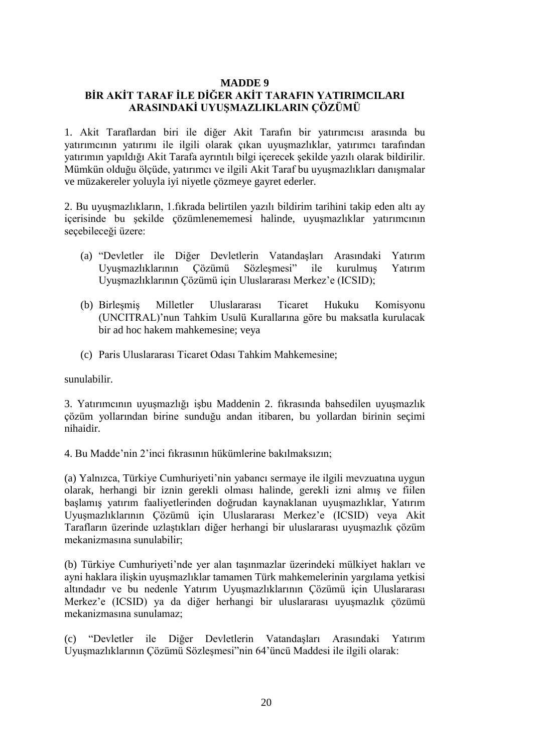## MADDE 9
## BİR AKİT TARAF İLE DİĞER AKİT TARAFIN YATIRIMCILARI ARASINDAKİ UYUŞMAZLIKLARIN ÇÖZÜMÜ

1. Akit Taraflardan biri ile diğer Akit Tarafın bir yatırımcısı arasında bu yatırımcının yatırımı ile ilgili olarak çıkan uyuşmazlıklar, yatırımcı tarafından yatırımın yapıldığı Akit Tarafa ayrıntılı bilgi içerecek şekilde yazılı olarak bildirilir. Mümkün olduğu ölçüde, yatırımcı ve ilgili Akit Taraf bu uyuşmazlıkları danışmalar ve müzakereler yoluyla iyi niyetle çözmeye gayret ederler.

2. Bu uyuşmazlıkların, 1.fıkrada belirtilen yazılı bildirim tarihini takip eden altı ay içerisinde bu şekilde çözümlenememesi halinde, uyuşmazlıklar yatırımcının seçebileceği üzere:

(a) "Devletler ile Diğer Devletlerin Vatandaşları Arasındaki Yatırım Uyuşmazlıklarının Çözümü Sözleşmesi" ile kurulmuş Yatırım Uyuşmazlıklarının Çözümü için Uluslararası Merkez'e (ICSID);

(b) Birleşmiş Milletler Uluslararası Ticaret Hukuku Komisyonu (UNCITRAL)'nun Tahkim Usulü Kurallarına göre bu maksatla kurulacak bir ad hoc hakem mahkemesine; veya

(c) Paris Uluslararası Ticaret Odası Tahkim Mahkemesine;

sunulabilir.

3. Yatırımcının uyuşmazlığı işbu Maddenin 2. fıkrasında bahsedilen uyuşmazlık çözüm yollarından birine sunduğu andan itibaren, bu yollardan birinin seçimi nihaidir.

4. Bu Madde'nin 2'inci fıkrasının hükümlerine bakılmaksızın;

(a) Yalnızca, Türkiye Cumhuriyeti'nin yabancı sermaye ile ilgili mevzuatına uygun olarak, herhangi bir iznin gerekli olması halinde, gerekli izni almış ve fiilen başlamış yatırım faaliyetlerinden doğrudan kaynaklanan uyuşmazlıklar, Yatırım Uyuşmazlıklarının Çözümü için Uluslararası Merkez'e (ICSID) veya Akit Tarafların üzerinde uzlaştıkları diğer herhangi bir uluslararası uyuşmazlık çözüm mekanizmasına sunulabilir;

(b) Türkiye Cumhuriyeti'nde yer alan taşınmazlar üzerindeki mülkiyet hakları ve ayni haklara ilişkin uyuşmazlıklar tamamen Türk mahkemelerinin yargılama yetkisi altındadır ve bu nedenle Yatırım Uyuşmazlıklarının Çözümü için Uluslararası Merkez'e (ICSID) ya da diğer herhangi bir uluslararası uyuşmazlık çözümü mekanizmasına sunulamaz;

(c) "Devletler ile Diğer Devletlerin Vatandaşları Arasındaki Yatırım Uyuşmazlıklarının Çözümü Sözleşmesi"nin 64'üncü Maddesi ile ilgili olarak: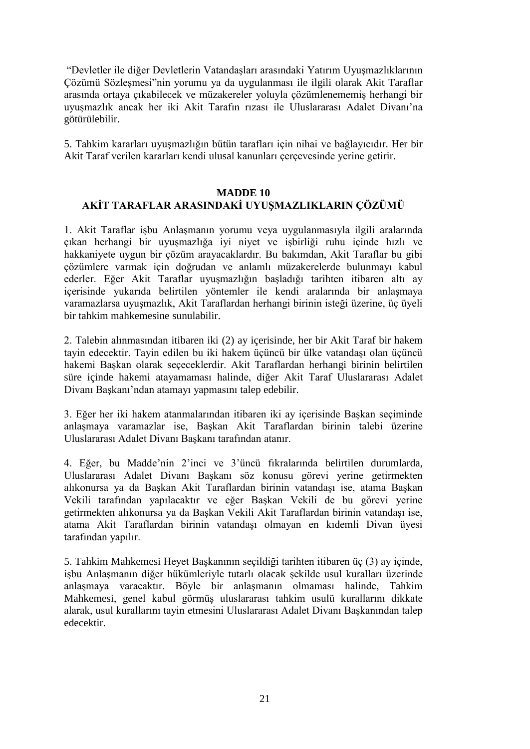"Devletler ile diğer Devletlerin Vatandaşları arasındaki Yatırım Uyuşmazlıklarının Çözümü Sözleşmesi"nin yorumu ya da uygulanması ile ilgili olarak Akit Taraflar arasında ortaya çıkabilecek ve müzakereler yoluyla çözümlenememiş herhangi bir uyuşmazlık ancak her iki Akit Tarafın rızası ile Uluslararası Adalet Divanı'na götürülebilir.

5. Tahkim kararları uyuşmazlığın bütün tarafları için nihai ve bağlayıcıdır. Her bir Akit Taraf verilen kararları kendi ulusal kanunları çerçevesinde yerine getirir.

## MADDE 10
## AKİT TARAFLAR ARASINDAKİ UYUŞMAZLIKLARIN ÇÖZÜMÜ

1. Akit Taraflar işbu Anlaşmanın yorumu veya uygulanmasıyla ilgili aralarında çıkan herhangi bir uyuşmazlığa iyi niyet ve işbirliği ruhu içinde hızlı ve hakkaniyete uygun bir çözüm arayacaklardır. Bu bakımdan, Akit Taraflar bu gibi çözümlere varmak için doğrudan ve anlamlı müzakerelerde bulunmayı kabul ederler. Eğer Akit Taraflar uyuşmazlığın başladığı tarihten itibaren altı ay içerisinde yukarıda belirtilen yöntemler ile kendi aralarında bir anlaşmaya varamazlarsa uyuşmazlık, Akit Taraflardan herhangi birinin isteği üzerine, üç üyeli bir tahkim mahkemesine sunulabilir.

2. Talebin alınmasından itibaren iki (2) ay içerisinde, her bir Akit Taraf bir hakem tayin edecektir. Tayin edilen bu iki hakem üçüncü bir ülke vatandaşı olan üçüncü hakemi Başkan olarak seçeceklerdir. Akit Taraflardan herhangi birinin belirtilen süre içinde hakemi atayamaması halinde, diğer Akit Taraf Uluslararası Adalet Divanı Başkanı'ndan atamayı yapmasını talep edebilir.

3. Eğer her iki hakem atanmalarından itibaren iki ay içerisinde Başkan seçiminde anlaşmaya varamazlar ise, Başkan Akit Taraflardan birinin talebi üzerine Uluslararası Adalet Divanı Başkanı tarafından atanır.

4. Eğer, bu Madde'nin 2'inci ve 3'üncü fıkralarında belirtilen durumlarda, Uluslararası Adalet Divanı Başkanı söz konusu görevi yerine getirmekten alıkonursa ya da Başkan Akit Taraflardan birinin vatandaşı ise, atama Başkan Vekili tarafından yapılacaktır ve eğer Başkan Vekili de bu görevi yerine getirmekten alıkonursa ya da Başkan Vekili Akit Taraflardan birinin vatandaşı ise, atama Akit Taraflardan birinin vatandaşı olmayan en kıdemli Divan üyesi tarafından yapılır.

5. Tahkim Mahkemesi Heyet Başkanının seçildiği tarihten itibaren üç (3) ay içinde, işbu Anlaşmanın diğer hükümleriyle tutarlı olacak şekilde usul kuralları üzerinde anlaşmaya varacaktır. Böyle bir anlaşmanın olmaması halinde, Tahkim Mahkemesi, genel kabul görmüş uluslararası tahkim usulü kurallarını dikkate alarak, usul kurallarını tayin etmesini Uluslararası Adalet Divanı Başkanından talep edecektir.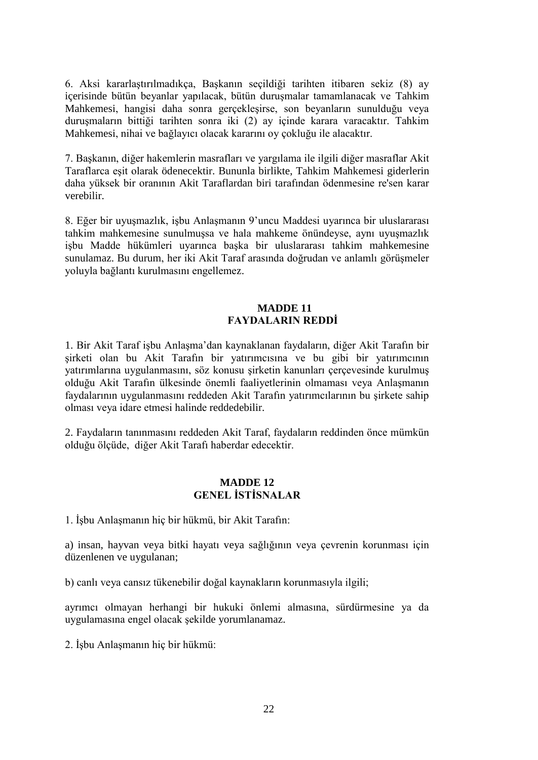6. Aksi kararlaştırılmadıkça, Başkanın seçildiği tarihten itibaren sekiz (8) ay içerisinde bütün beyanlar yapılacak, bütün duruşmalar tamamlanacak ve Tahkim Mahkemesi, hangisi daha sonra gerçekleşirse, son beyanların sunulduğu veya duruşmaların bittiği tarihten sonra iki (2) ay içinde karara varacaktır. Tahkim Mahkemesi, nihai ve bağlayıcı olacak kararını oy çokluğu ile alacaktır.

7. Başkanın, diğer hakemlerin masrafları ve yargılama ile ilgili diğer masraflar Akit Taraflarca eşit olarak ödenecektir. Bununla birlikte, Tahkim Mahkemesi giderlerin daha yüksek bir oranının Akit Taraflardan biri tarafından ödenmesine re'sen karar verebilir.

8. Eğer bir uyuşmazlık, işbu Anlaşmanın 9'uncu Maddesi uyarınca bir uluslararası tahkim mahkemesine sunulmuşsa ve hala mahkeme önündeyse, aynı uyuşmazlık işbu Madde hükümleri uyarınca başka bir uluslararası tahkim mahkemesine sunulamaz. Bu durum, her iki Akit Taraf arasında doğrudan ve anlamlı görüşmeler yoluyla bağlantı kurulmasını engellemez.

## MADDE 11
## FAYDALARIN REDDİ

1. Bir Akit Taraf işbu Anlaşma'dan kaynaklanan faydaların, diğer Akit Tarafın bir şirketi olan bu Akit Tarafın bir yatırımcısına ve bu gibi bir yatırımcının yatırımlarına uygulanmasını, söz konusu şirketin kanunları çerçevesinde kurulmuş olduğu Akit Tarafın ülkesinde önemli faaliyetlerinin olmaması veya Anlaşmanın faydalarının uygulanmasını reddeden Akit Tarafın yatırımcılarının bu şirkete sahip olması veya idare etmesi halinde reddedebilir.

2. Faydaların tanınmasını reddeden Akit Taraf, faydaların reddinden önce mümkün olduğu ölçüde, diğer Akit Tarafı haberdar edecektir.

## MADDE 12
## GENEL İSTİSNALAR

1. İşbu Anlaşmanın hiç bir hükmü, bir Akit Tarafın:

a) insan, hayvan veya bitki hayatı veya sağlığının veya çevrenin korunması için düzenlenen ve uygulanan;

b) canlı veya cansız tükenebilir doğal kaynakların korunmasıyla ilgili;

ayrımcı olmayan herhangi bir hukuki önlemi almasına, sürdürmesine ya da uygulamasına engel olacak şekilde yorumlanamaz.

2. İşbu Anlaşmanın hiç bir hükmü: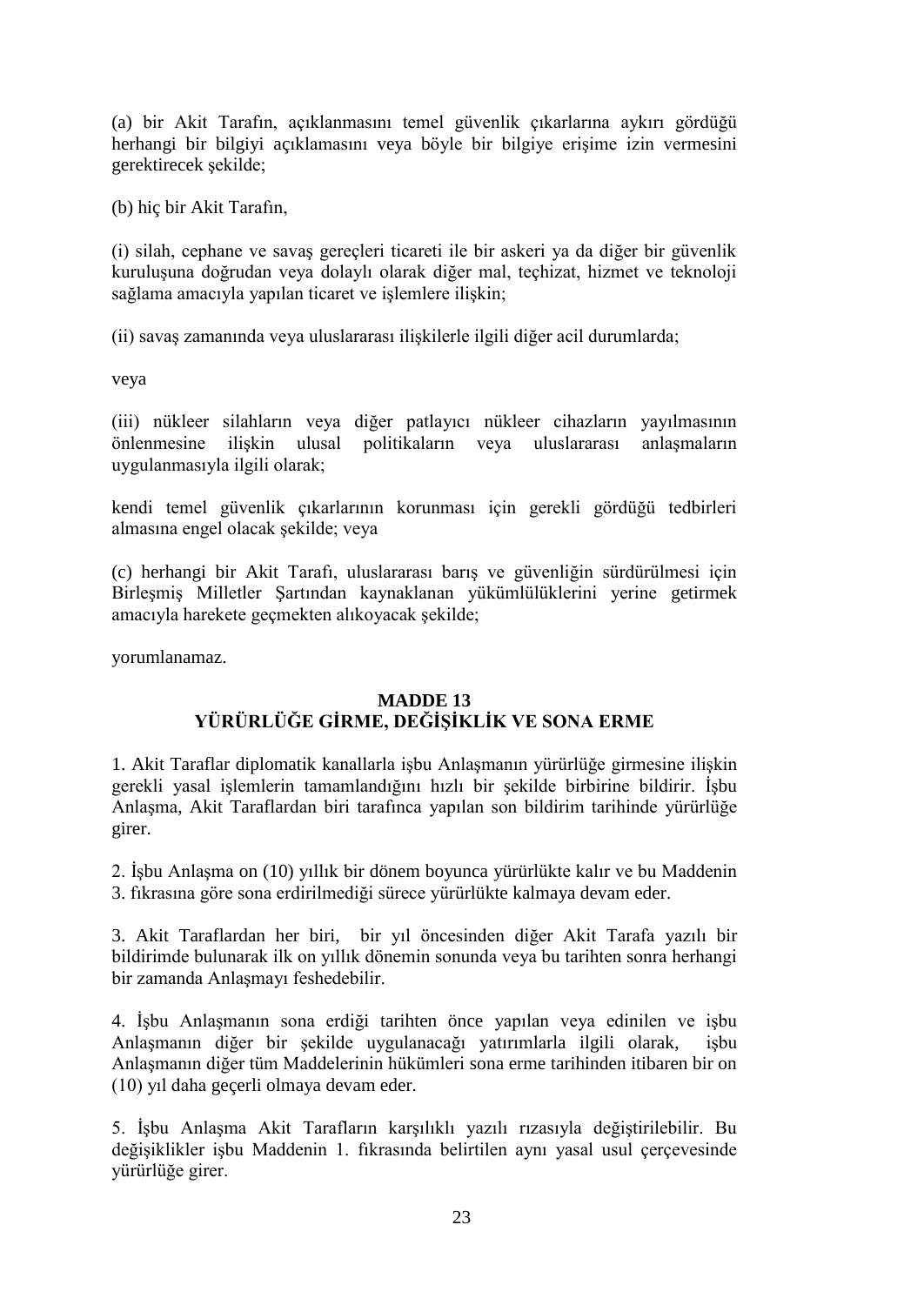(a) bir Akit Tarafın, açıklanmasını temel güvenlik çıkarlarına aykırı gördüğü herhangi bir bilgiyi açıklamasını veya böyle bir bilgiye erişime izin vermesini gerektirecek şekilde;

(b) hiç bir Akit Tarafın,

(i) silah, cephane ve savaş gereçleri ticareti ile bir askeri ya da diğer bir güvenlik kuruluşuna doğrudan veya dolaylı olarak diğer mal, teçhizat, hizmet ve teknoloji sağlama amacıyla yapılan ticaret ve işlemlere ilişkin;

(ii) savaş zamanında veya uluslararası ilişkilerle ilgili diğer acil durumlarda;

veya

(iii) nükleer silahların veya diğer patlayıcı nükleer cihazların yayılmasının önlenmesine ilişkin ulusal politikaların veya uluslararası anlaşmaların uygulanmasıyla ilgili olarak;

kendi temel güvenlik çıkarlarının korunması için gerekli gördüğü tedbirleri almasına engel olacak şekilde; veya

(c) herhangi bir Akit Tarafı, uluslararası barış ve güvenliğin sürdürülmesi için Birleşmiş Milletler Şartından kaynaklanan yükümlülüklerini yerine getirmek amacıyla harekete geçmekten alıkoyacak şekilde;

yorumlanamaz.

## MADDE 13
## YÜRÜRLÜĞE GİRME, DEĞİŞİKLİK VE SONA ERME

1. Akit Taraflar diplomatik kanallarla işbu Anlaşmanın yürürlüğe girmesine ilişkin gerekli yasal işlemlerin tamamlandığını hızlı bir şekilde birbirine bildirir. İşbu Anlaşma, Akit Taraflardan biri tarafınca yapılan son bildirim tarihinde yürürlüğe girer.

2. İşbu Anlaşma on (10) yıllık bir dönem boyunca yürürlükte kalır ve bu Maddenin 3. fıkrasına göre sona erdirilmediği sürece yürürlükte kalmaya devam eder.

3. Akit Taraflardan her biri, bir yıl öncesinden diğer Akit Tarafa yazılı bir bildirimde bulunarak ilk on yıllık dönemin sonunda veya bu tarihten sonra herhangi bir zamanda Anlaşmayı feshedebilir.

4. İşbu Anlaşmanın sona erdiği tarihten önce yapılan veya edinilen ve işbu Anlaşmanın diğer bir şekilde uygulanacağı yatırımlarla ilgili olarak, işbu Anlaşmanın diğer tüm Maddelerinin hükümleri sona erme tarihinden itibaren bir on (10) yıl daha geçerli olmaya devam eder.

5. İşbu Anlaşma Akit Tarafların karşılıklı yazılı rızasıyla değiştirilebilir. Bu değişiklikler işbu Maddenin 1. fıkrasında belirtilen aynı yasal usul çerçevesinde yürürlüğe girer.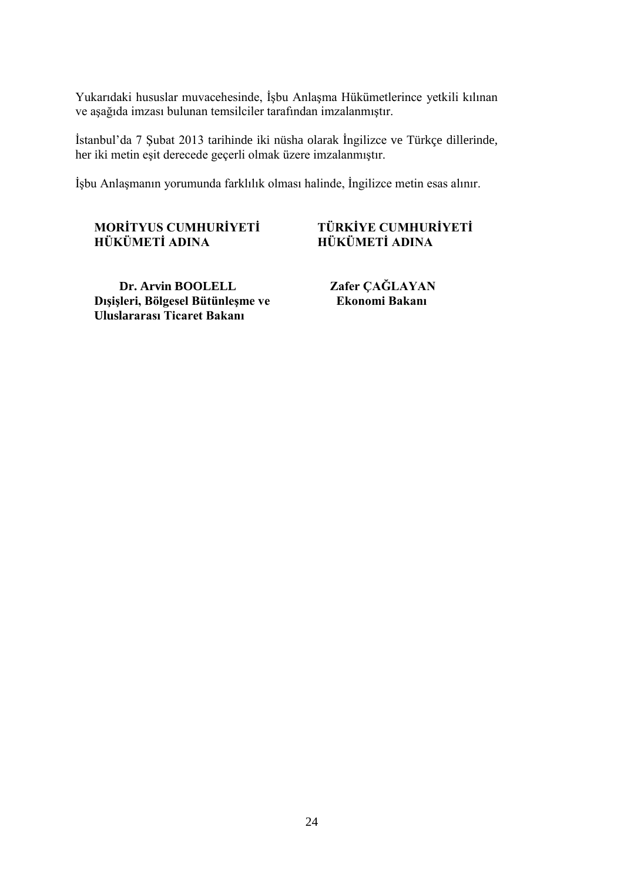Yukarıdaki hususlar muvacehesinde, İşbu Anlaşma Hükümetlerince yetkili kılınan ve aşağıda imzası bulunan temsilciler tarafından imzalanmıştır.

İstanbul'da 7 Şubat 2013 tarihinde iki nüsha olarak İngilizce ve Türkçe dillerinde, her iki metin eşit derecede geçerli olmak üzere imzalanmıştır.

İşbu Anlaşmanın yorumunda farklılık olması halinde, İngilizce metin esas alınır.

| | |
|---|---|
| **MORİTYUS CUMHURİYETİ HÜKÜMETİ ADINA** | **TÜRKİYE CUMHURİYETİ HÜKÜMETİ ADINA** |
| **Dr. Arvin BOOLELL**<br>**Dışişleri, Bölgesel Bütünleşme ve Uluslararası Ticaret Bakanı** | **Zafer ÇAĞLAYAN**<br>**Ekonomi Bakanı** |